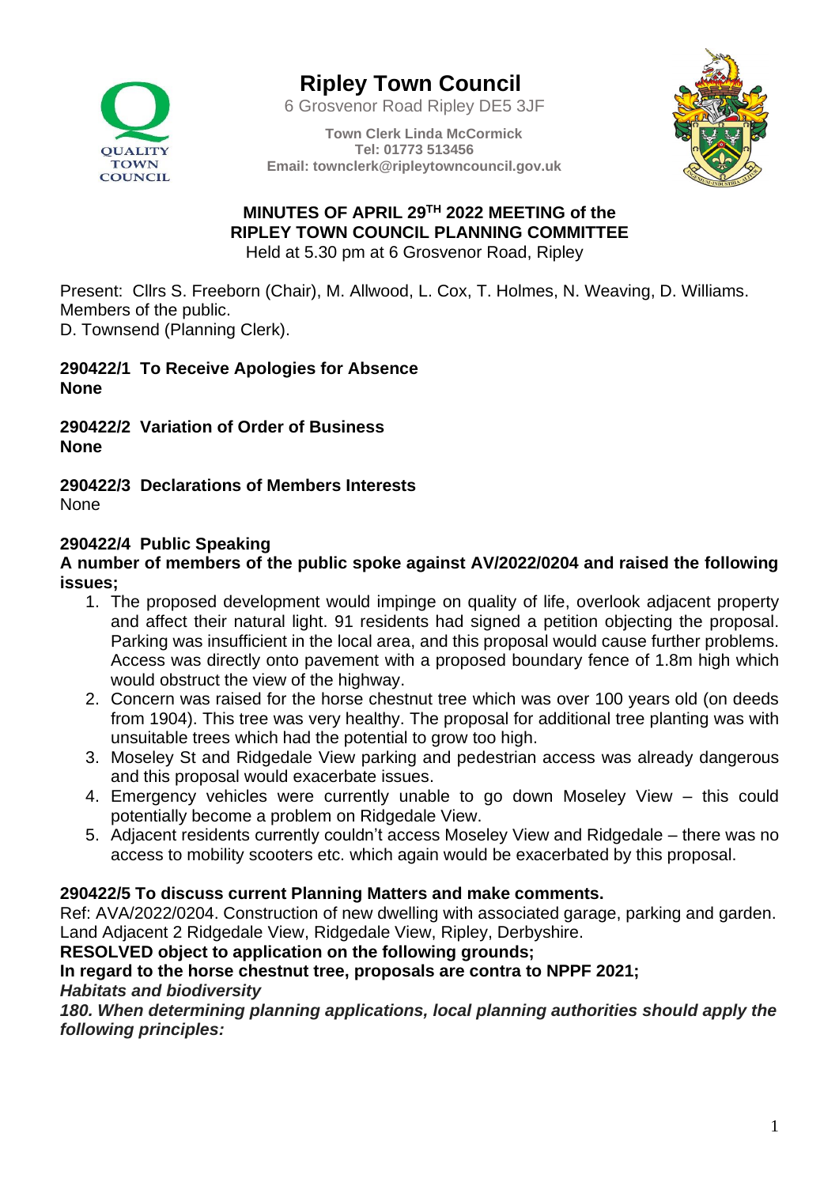# Ripley Town Council

6 Grosvenor Road Ripley DE5 3JF

**Town Clerk Linda McCormick**
**Tel: 01773 513456**
**Email: townclerk@ripleytowncouncil.gov.uk**

## MINUTES OF APRIL 29TH 2022 MEETING of the RIPLEY TOWN COUNCIL PLANNING COMMITTEE

Held at 5.30 pm at 6 Grosvenor Road, Ripley

Present: Cllrs S. Freeborn (Chair), M. Allwood, L. Cox, T. Holmes, N. Weaving, D. Williams.
Members of the public.
D. Townsend (Planning Clerk).

**290422/1 To Receive Apologies for Absence**
**None**

**290422/2 Variation of Order of Business**
**None**

**290422/3 Declarations of Members Interests**
None

**290422/4 Public Speaking**
**A number of members of the public spoke against AV/2022/0204 and raised the following issues;**

1. The proposed development would impinge on quality of life, overlook adjacent property and affect their natural light. 91 residents had signed a petition objecting the proposal. Parking was insufficient in the local area, and this proposal would cause further problems. Access was directly onto pavement with a proposed boundary fence of 1.8m high which would obstruct the view of the highway.
2. Concern was raised for the horse chestnut tree which was over 100 years old (on deeds from 1904). This tree was very healthy. The proposal for additional tree planting was with unsuitable trees which had the potential to grow too high.
3. Moseley St and Ridgedale View parking and pedestrian access was already dangerous and this proposal would exacerbate issues.
4. Emergency vehicles were currently unable to go down Moseley View – this could potentially become a problem on Ridgedale View.
5. Adjacent residents currently couldn't access Moseley View and Ridgedale – there was no access to mobility scooters etc. which again would be exacerbated by this proposal.

**290422/5 To discuss current Planning Matters and make comments.**
Ref: AVA/2022/0204. Construction of new dwelling with associated garage, parking and garden. Land Adjacent 2 Ridgedale View, Ridgedale View, Ripley, Derbyshire.
**RESOLVED object to application on the following grounds;**
**In regard to the horse chestnut tree, proposals are contra to NPPF 2021;**
***Habitats and biodiversity***
***180. When determining planning applications, local planning authorities should apply the following principles:***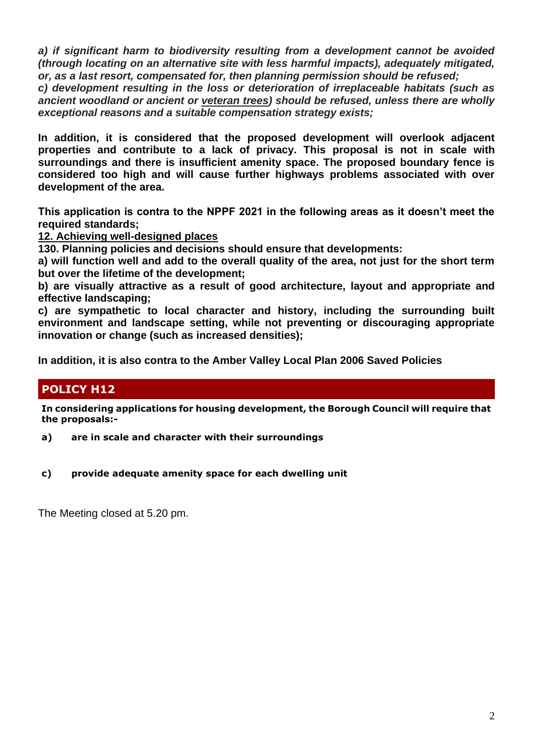***a) if significant harm to biodiversity resulting from a development cannot be avoided (through locating on an alternative site with less harmful impacts), adequately mitigated, or, as a last resort, compensated for, then planning permission should be refused;***

***c) development resulting in the loss or deterioration of irreplaceable habitats (such as ancient woodland or ancient or <u>veteran trees</u>) should be refused, unless there are wholly exceptional reasons and a suitable compensation strategy exists;***

**In addition, it is considered that the proposed development will overlook adjacent properties and contribute to a lack of privacy. This proposal is not in scale with surroundings and there is insufficient amenity space. The proposed boundary fence is considered too high and will cause further highways problems associated with over development of the area.**

**This application is contra to the NPPF 2021 in the following areas as it doesn't meet the required standards;**

**<u>12. Achieving well-designed places</u>**

**130. Planning policies and decisions should ensure that developments:**

**a) will function well and add to the overall quality of the area, not just for the short term but over the lifetime of the development;**

**b) are visually attractive as a result of good architecture, layout and appropriate and effective landscaping;**

**c) are sympathetic to local character and history, including the surrounding built environment and landscape setting, while not preventing or discouraging appropriate innovation or change (such as increased densities);**

**In addition, it is also contra to the Amber Valley Local Plan 2006 Saved Policies**

## POLICY H12

**In considering applications for housing development, the Borough Council will require that the proposals:-**

**a) are in scale and character with their surroundings**

**c) provide adequate amenity space for each dwelling unit**

The Meeting closed at 5.20 pm.